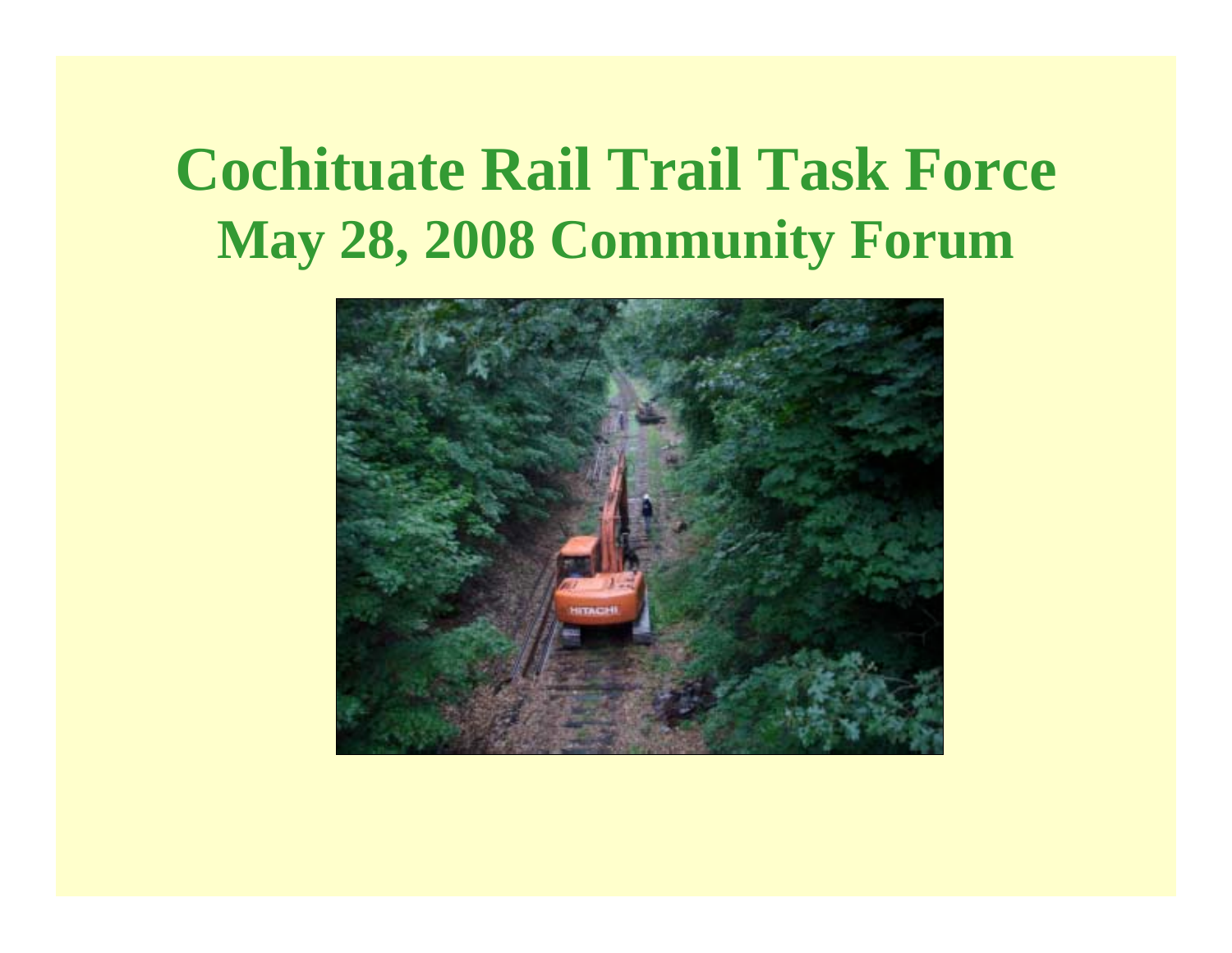# Cochituate Rail Trail Task Force

## May 28, 2008 Community Forum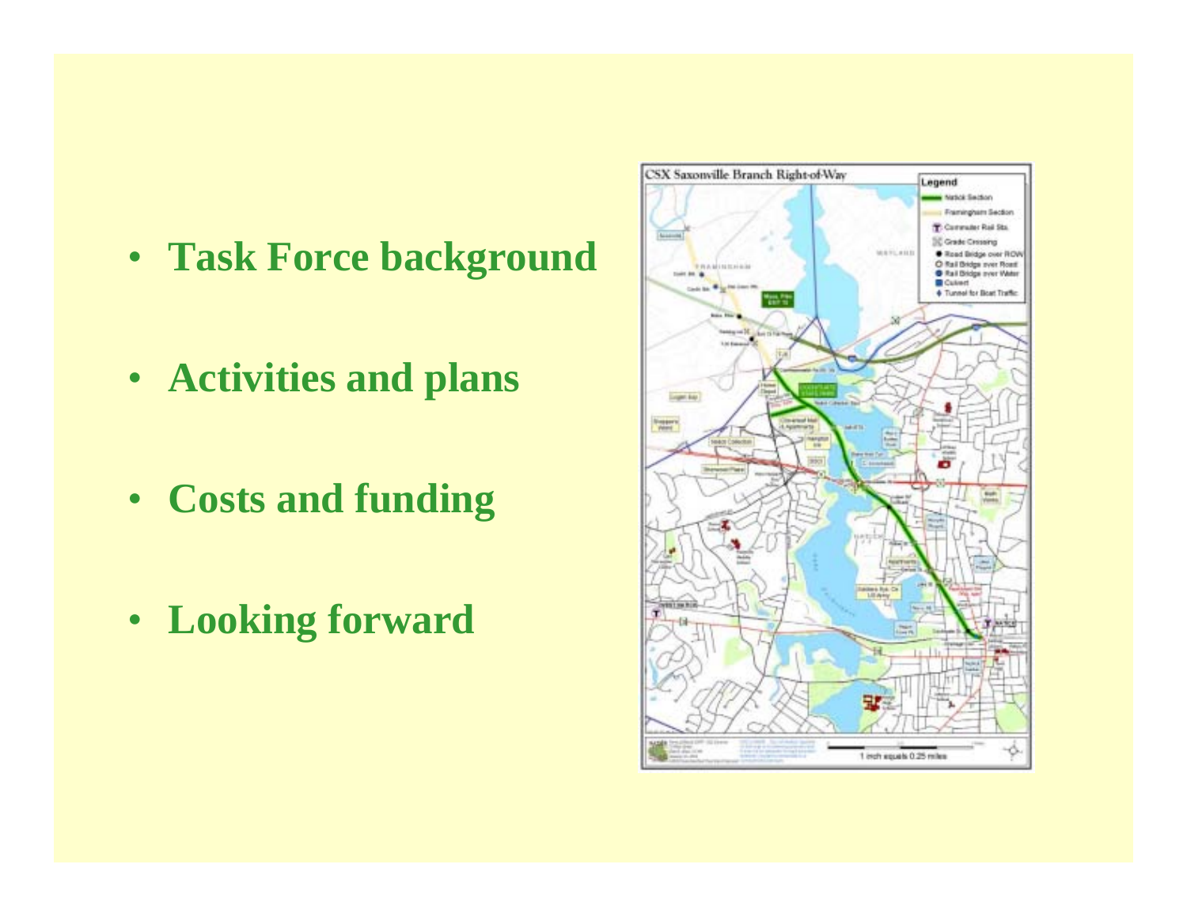- **Task Force background**
- **Activities and plans**
- **Costs and funding**
- **Looking forward**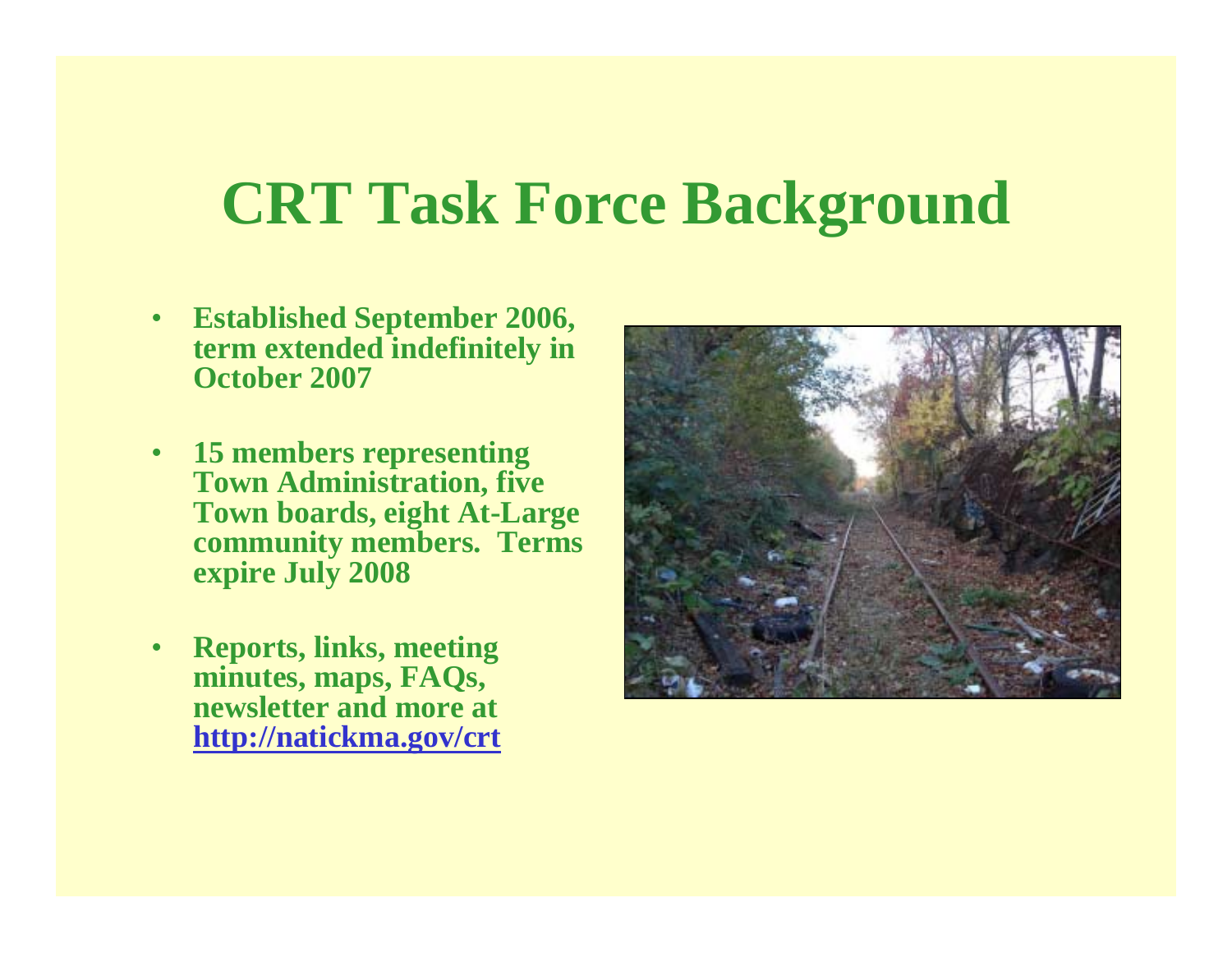# CRT Task Force Background

- **Established September 2006, term extended indefinitely in October 2007**
- **15 members representing Town Administration, five Town boards, eight At-Large community members. Terms expire July 2008**
- **Reports, links, meeting minutes, maps, FAQs, newsletter and more at [http://natickma.gov/crt](http://natickma.gov/crt)**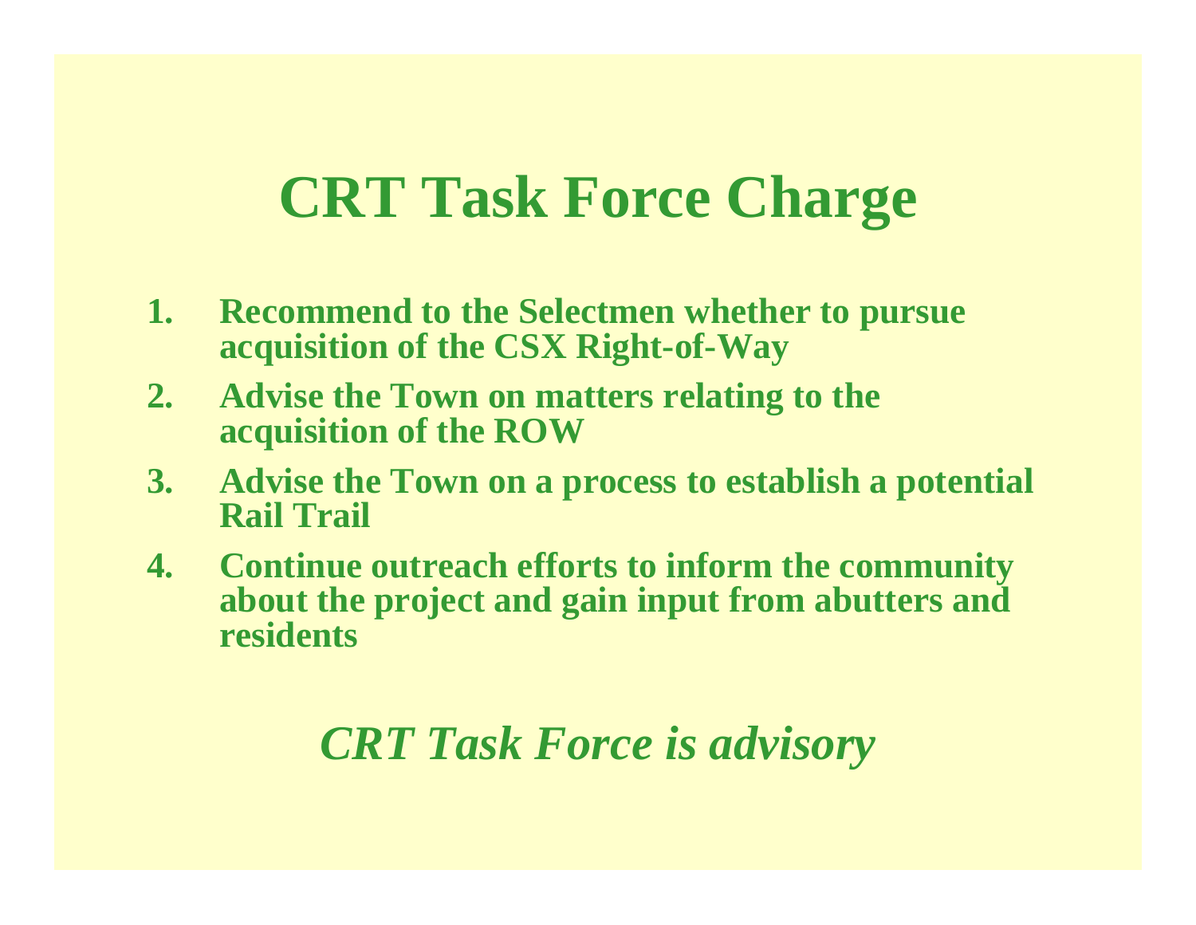# CRT Task Force Charge

1. **Recommend to the Selectmen whether to pursue acquisition of the CSX Right-of-Way**
2. **Advise the Town on matters relating to the acquisition of the ROW**
3. **Advise the Town on a process to establish a potential Rail Trail**
4. **Continue outreach efforts to inform the community about the project and gain input from abutters and residents**

***CRT Task Force is advisory***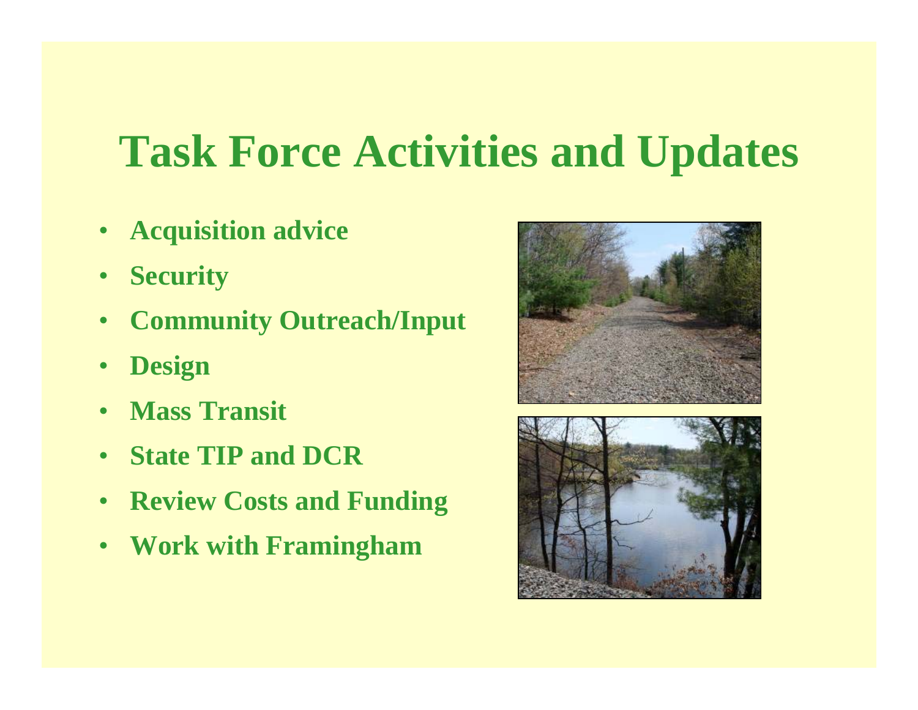# Task Force Activities and Updates

- **Acquisition advice**
- **Security**
- **Community Outreach/Input**
- **Design**
- **Mass Transit**
- **State TIP and DCR**
- **Review Costs and Funding**
- **Work with Framingham**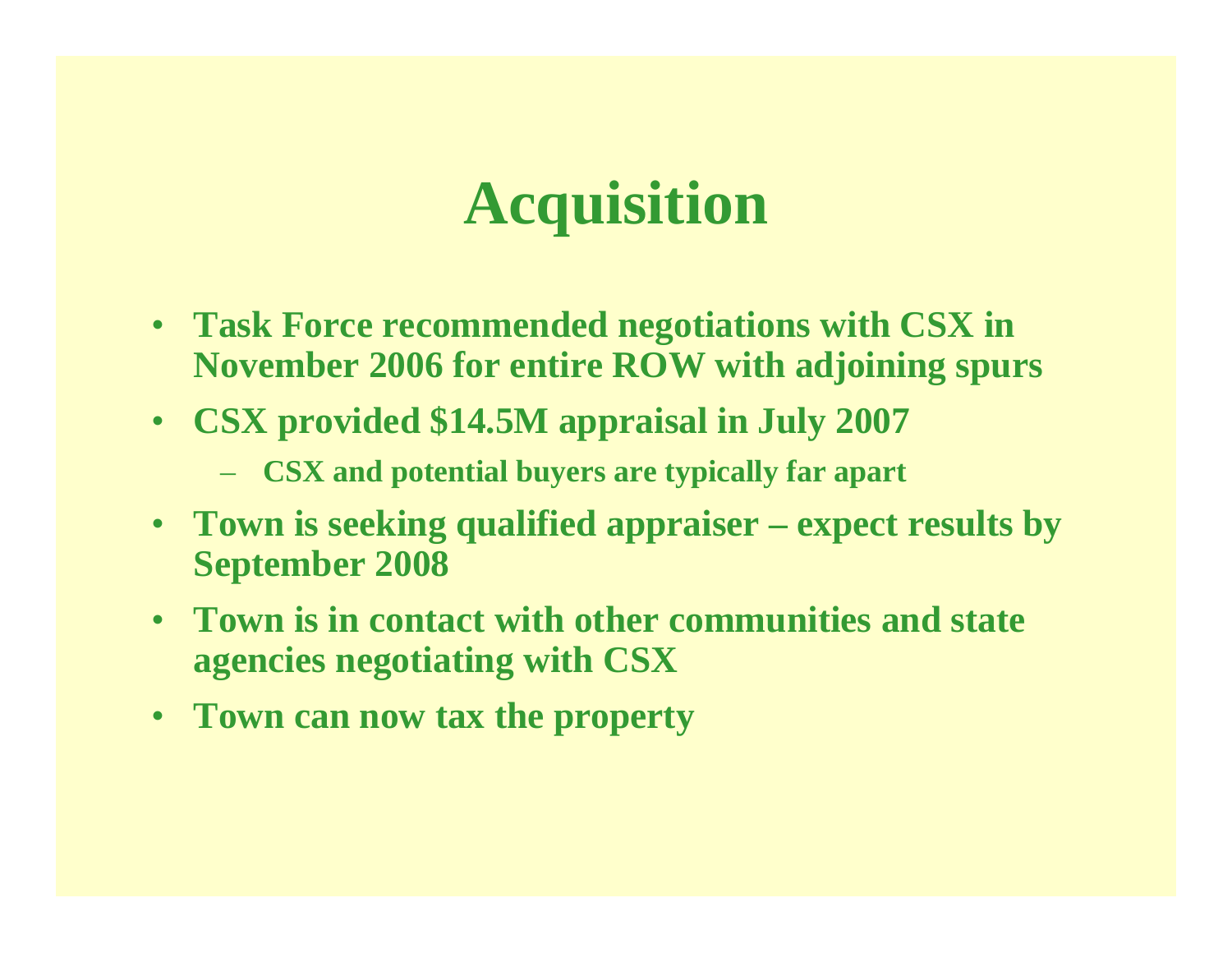# Acquisition

- Task Force recommended negotiations with CSX in November 2006 for entire ROW with adjoining spurs
- CSX provided $14.5M appraisal in July 2007
  - CSX and potential buyers are typically far apart
- Town is seeking qualified appraiser – expect results by September 2008
- Town is in contact with other communities and state agencies negotiating with CSX
- Town can now tax the property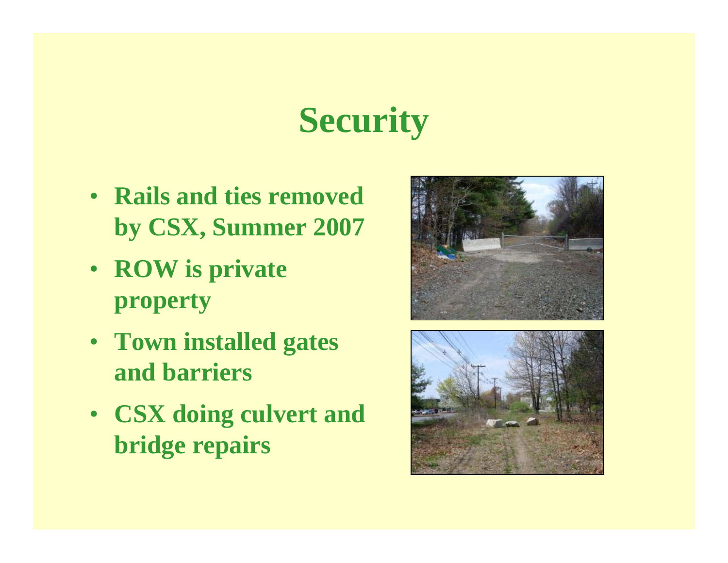# Security

- Rails and ties removed by CSX, Summer 2007
- ROW is private property
- Town installed gates and barriers
- CSX doing culvert and bridge repairs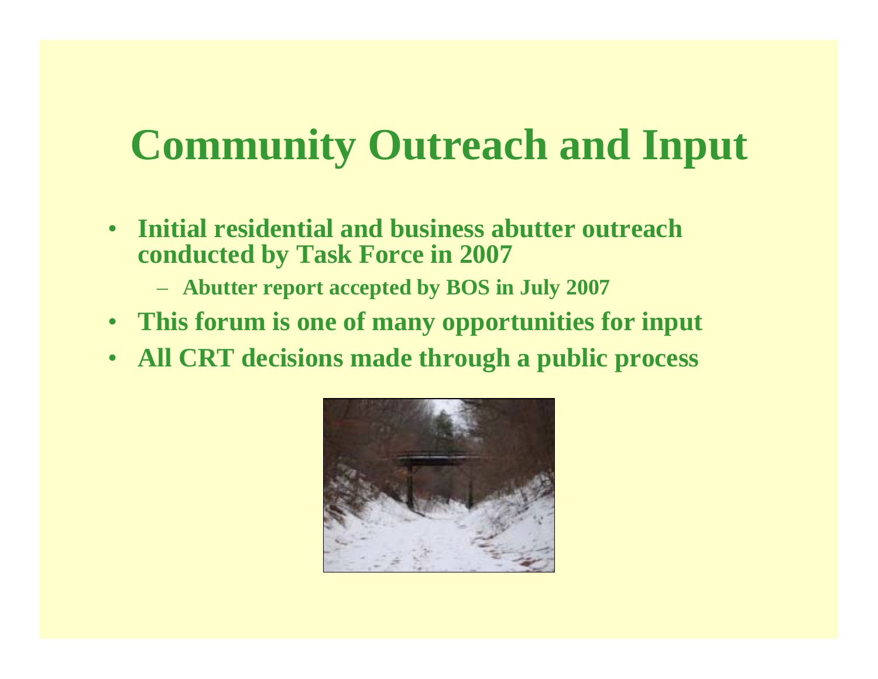# Community Outreach and Input

- Initial residential and business abutter outreach conducted by Task Force in 2007
  - Abutter report accepted by BOS in July 2007
- This forum is one of many opportunities for input
- All CRT decisions made through a public process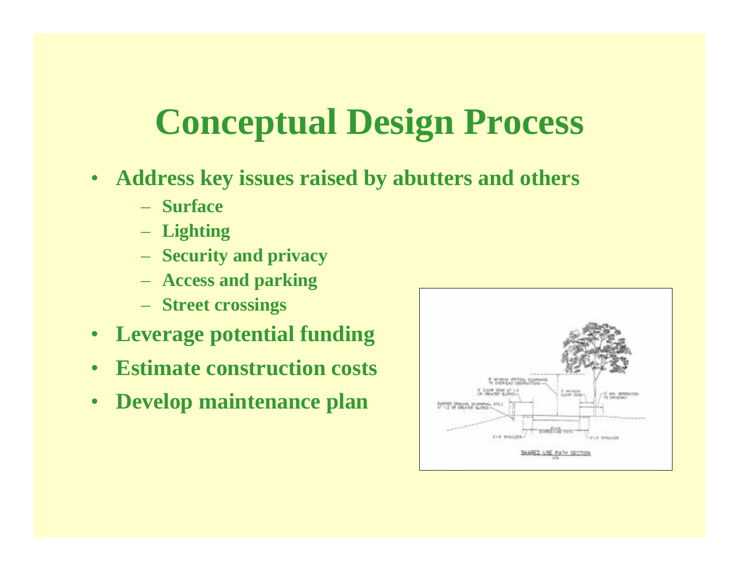# Conceptual Design Process

- **Address key issues raised by abutters and others**
  - **Surface**
  - **Lighting**
  - **Security and privacy**
  - **Access and parking**
  - **Street crossings**
- **Leverage potential funding**
- **Estimate construction costs**
- **Develop maintenance plan**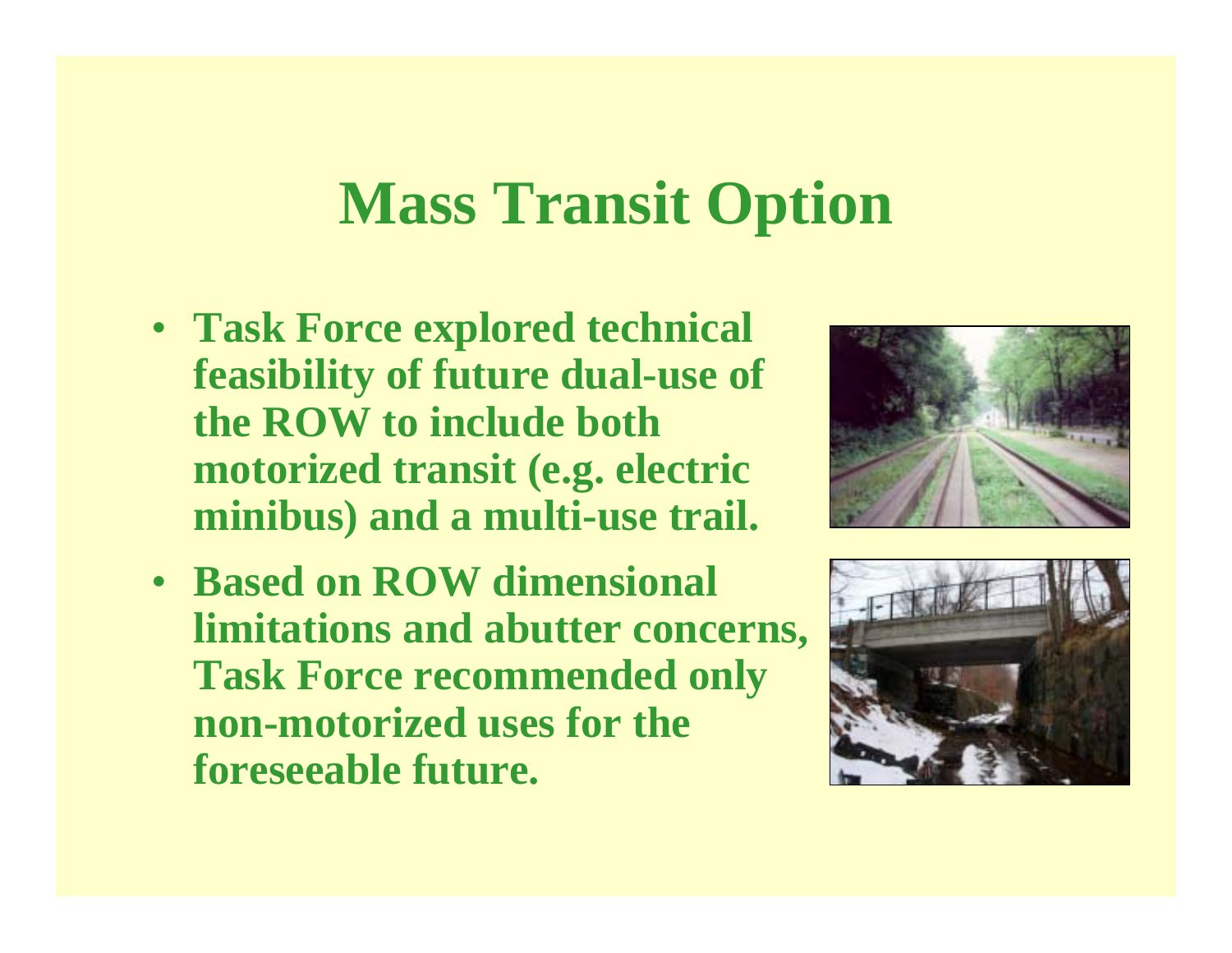# Mass Transit Option

- **Task Force explored technical feasibility of future dual-use of the ROW to include both motorized transit (e.g. electric minibus) and a multi-use trail.**
- **Based on ROW dimensional limitations and abutter concerns, Task Force recommended only non-motorized uses for the foreseeable future.**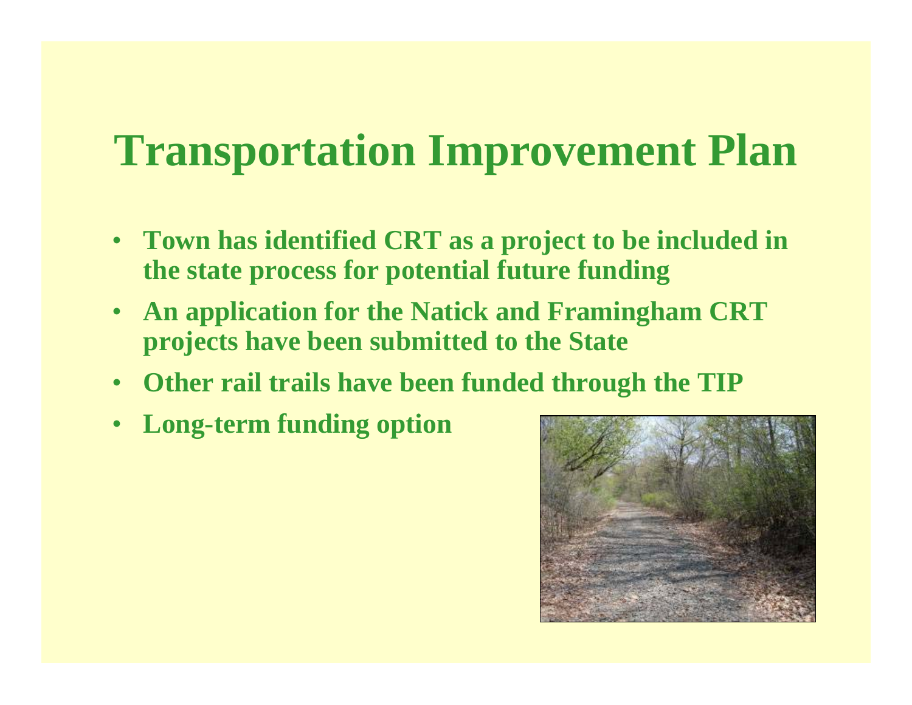# Transportation Improvement Plan

- **Town has identified CRT as a project to be included in the state process for potential future funding**
- **An application for the Natick and Framingham CRT projects have been submitted to the State**
- **Other rail trails have been funded through the TIP**
- **Long-term funding option**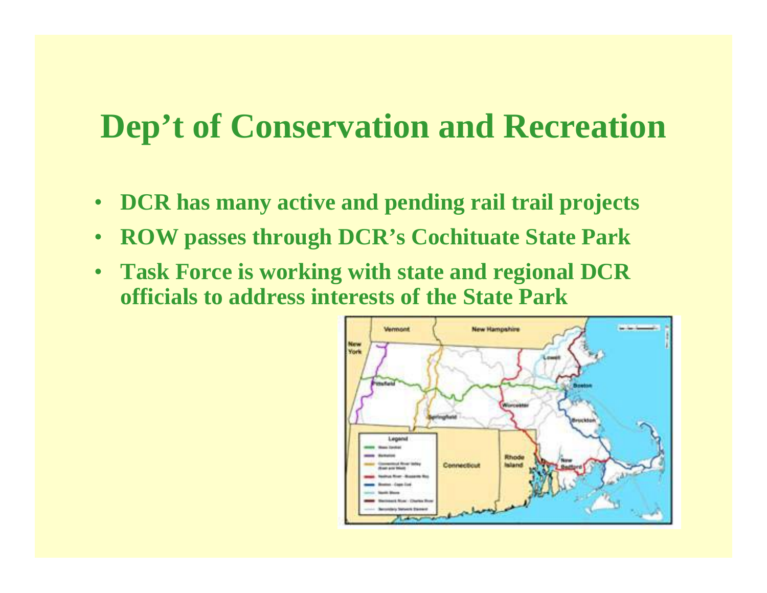# Dep't of Conservation and Recreation

- **DCR has many active and pending rail trail projects**
- **ROW passes through DCR's Cochituate State Park**
- **Task Force is working with state and regional DCR officials to address interests of the State Park**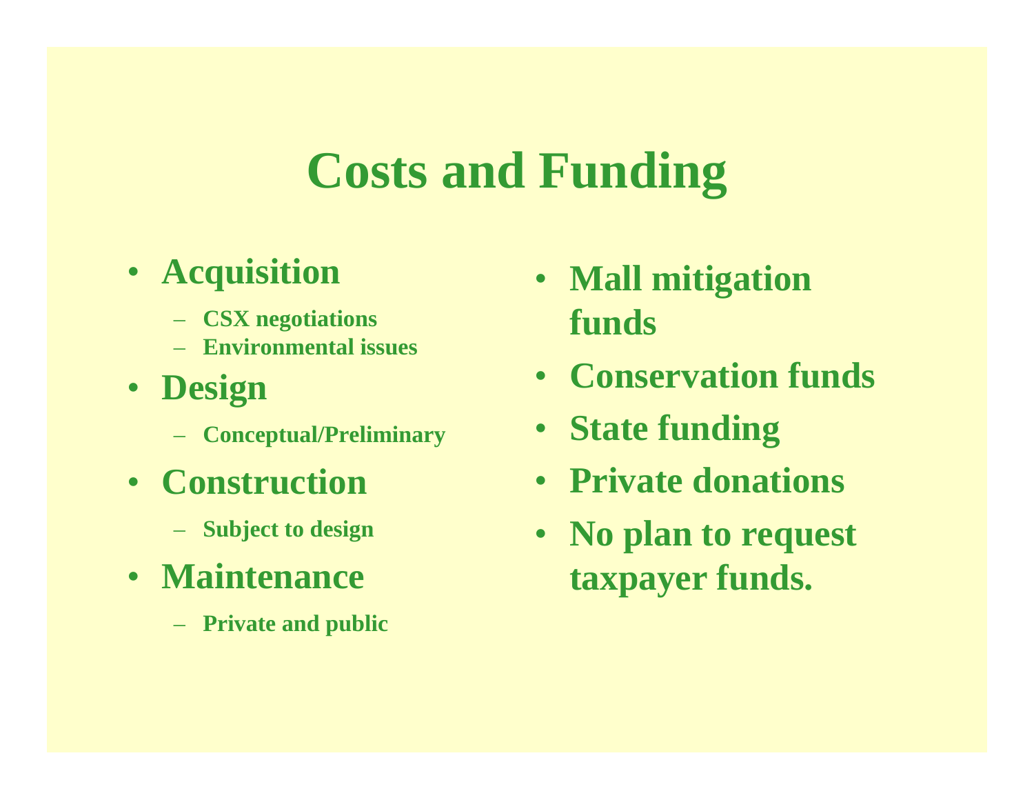# Costs and Funding

- **Acquisition**
  - **CSX negotiations**
  - **Environmental issues**
- **Design**
  - **Conceptual/Preliminary**
- **Construction**
  - **Subject to design**
- **Maintenance**
  - **Private and public**

- **Mall mitigation funds**
- **Conservation funds**
- **State funding**
- **Private donations**
- **No plan to request taxpayer funds.**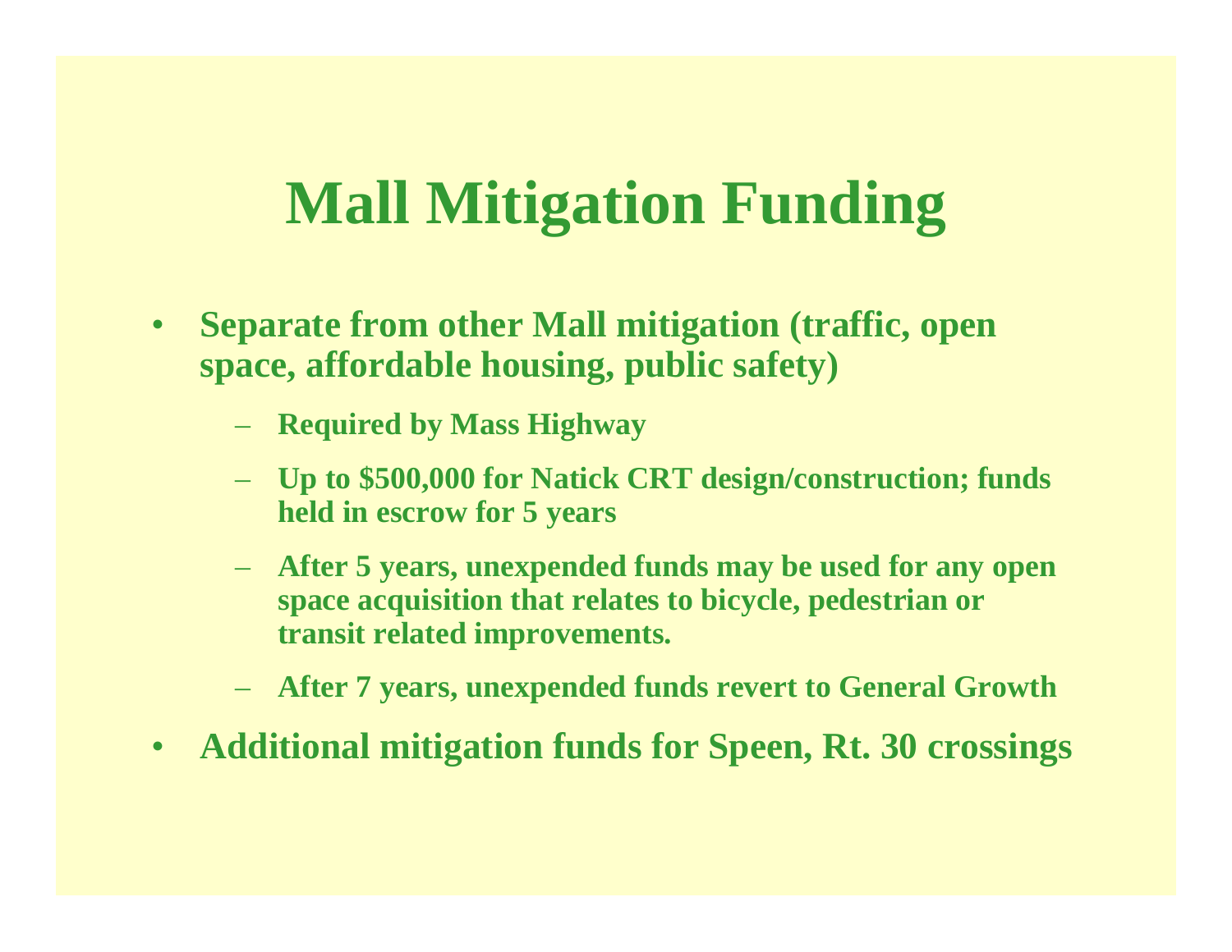# Mall Mitigation Funding

- Separate from other Mall mitigation (traffic, open space, affordable housing, public safety)
  - Required by Mass Highway
  - Up to $500,000 for Natick CRT design/construction; funds held in escrow for 5 years
  - After 5 years, unexpended funds may be used for any open space acquisition that relates to bicycle, pedestrian or transit related improvements.
  - After 7 years, unexpended funds revert to General Growth
- Additional mitigation funds for Speen, Rt. 30 crossings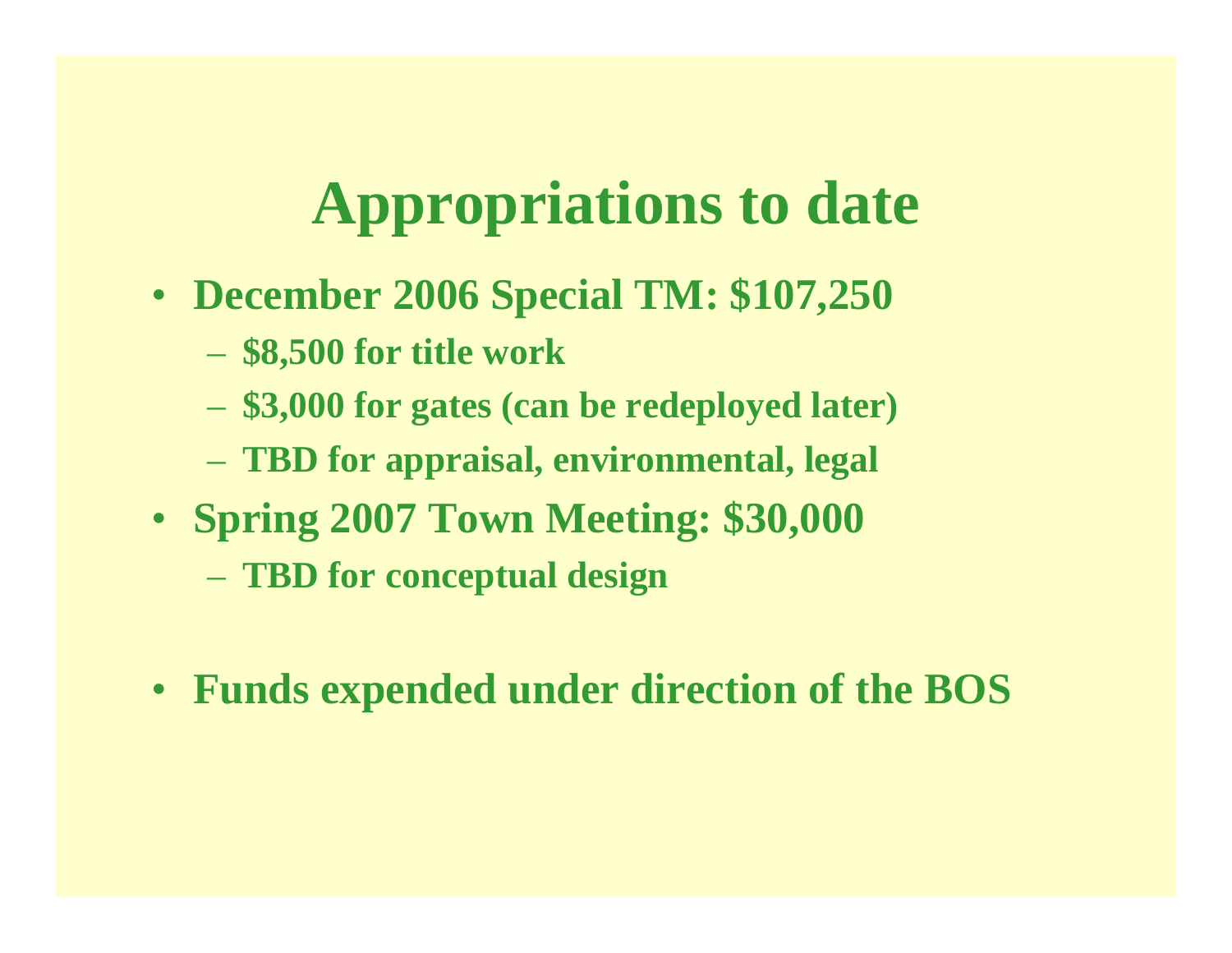# Appropriations to date

- **December 2006 Special TM: $107,250**
  - **$8,500 for title work**
  - **$3,000 for gates (can be redeployed later)**
  - **TBD for appraisal, environmental, legal**
- **Spring 2007 Town Meeting: $30,000**
  - **TBD for conceptual design**

- **Funds expended under direction of the BOS**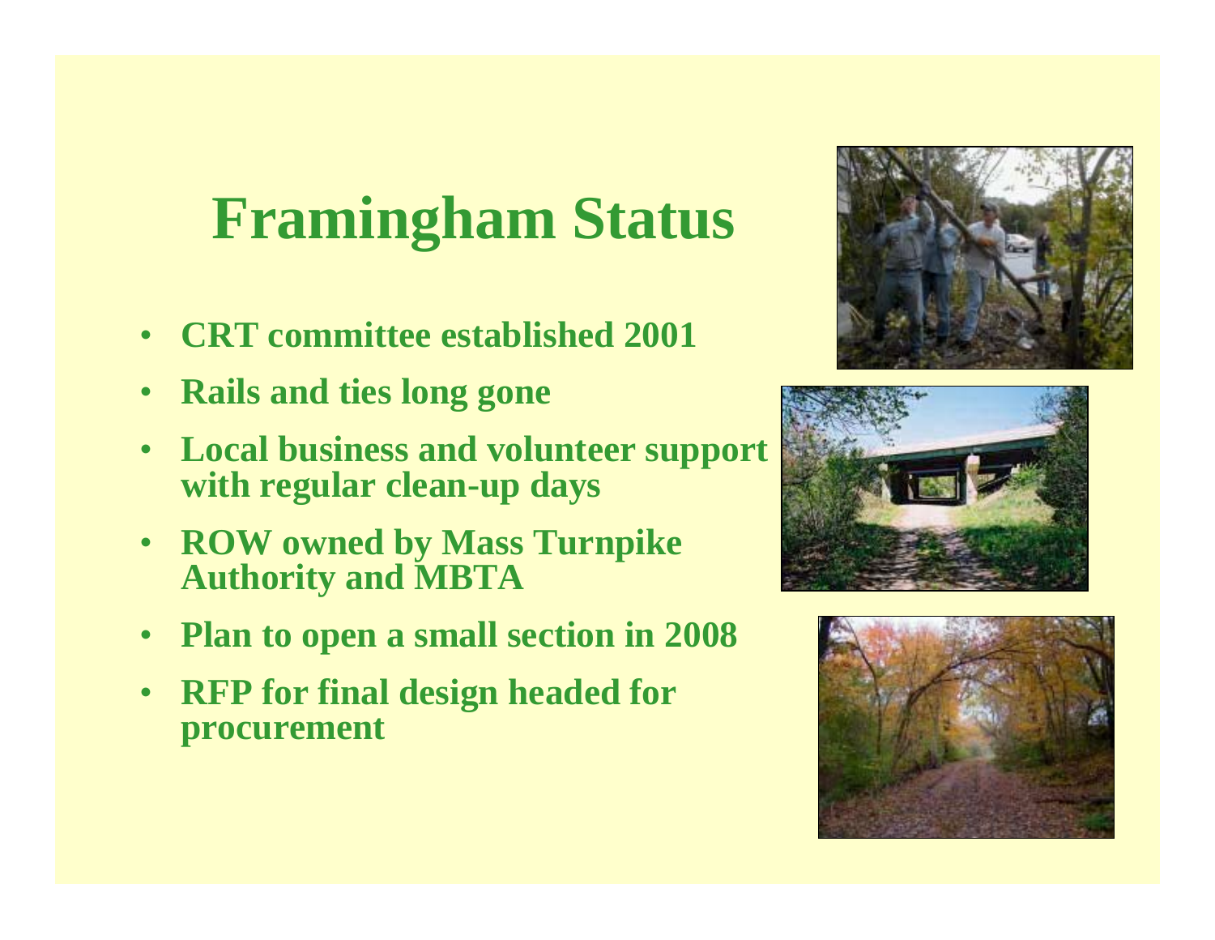# Framingham Status

- CRT committee established 2001
- Rails and ties long gone
- Local business and volunteer support with regular clean-up days
- ROW owned by Mass Turnpike Authority and MBTA
- Plan to open a small section in 2008
- RFP for final design headed for procurement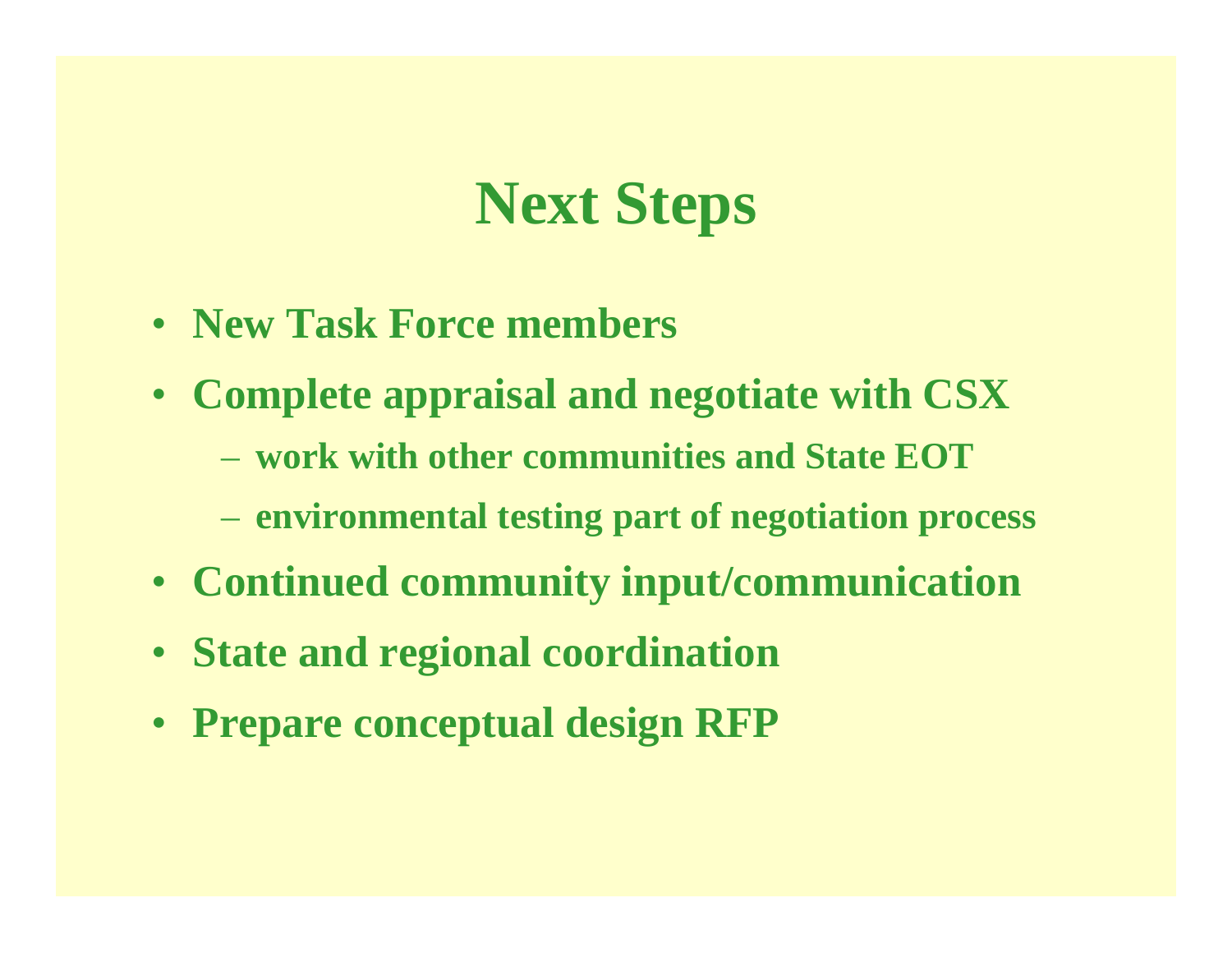# Next Steps

- New Task Force members
- Complete appraisal and negotiate with CSX
  - work with other communities and State EOT
  - environmental testing part of negotiation process
- Continued community input/communication
- State and regional coordination
- Prepare conceptual design RFP